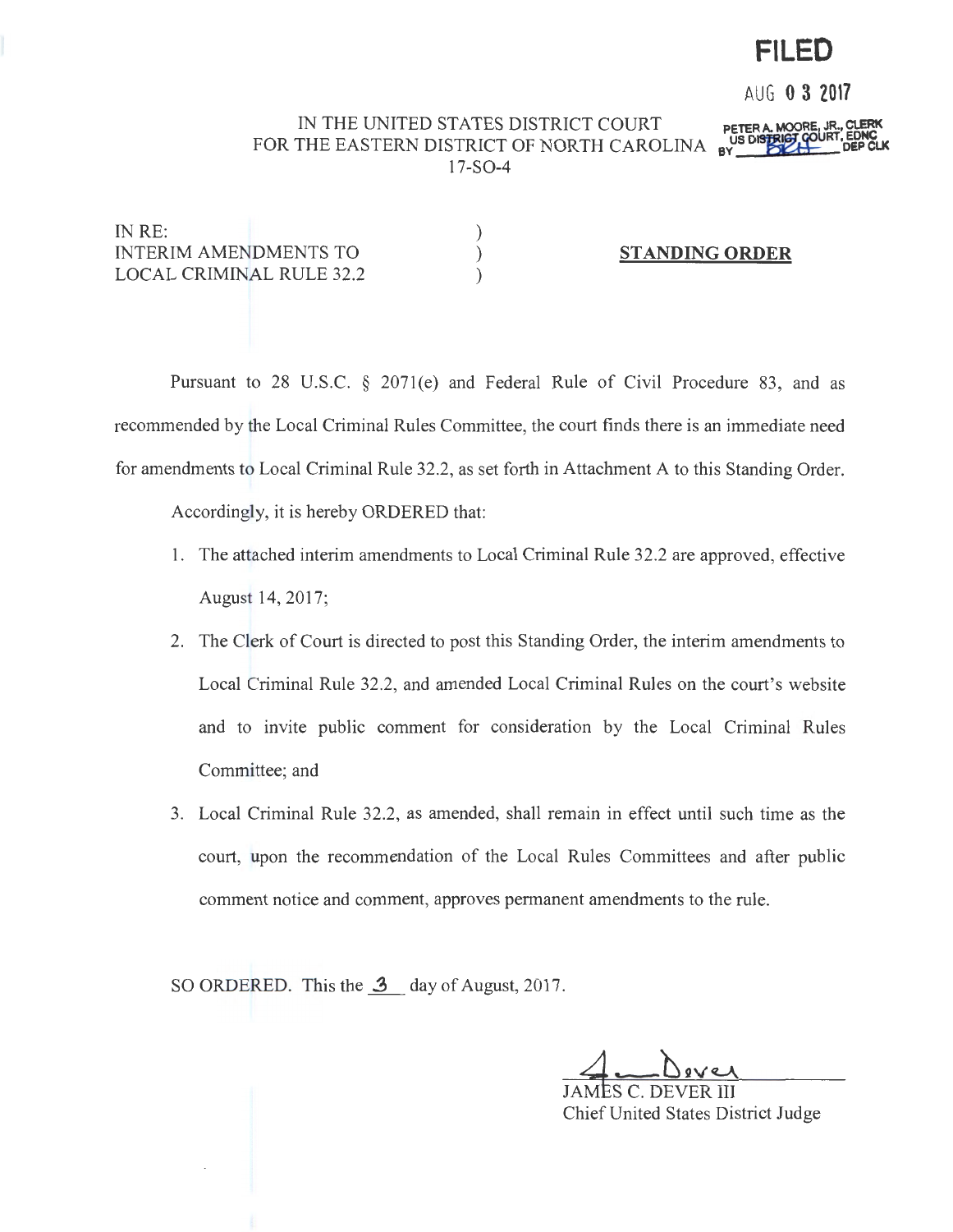**FILED**

AUG 0 3 2017

PETER A. MOORE, JR., CLERK
US DISTRICT COURT, EDNC
BY ______ DEP CLK

IN THE UNITED STATES DISTRICT COURT
FOR THE EASTERN DISTRICT OF NORTH CAROLINA
17-SO-4

| | | |
|---|---|---|
| IN RE: | ) | |
| INTERIM AMENDMENTS TO | ) | **STANDING ORDER** |
| LOCAL CRIMINAL RULE 32.2 | ) | |

Pursuant to 28 U.S.C. § 2071(e) and Federal Rule of Civil Procedure 83, and as recommended by the Local Criminal Rules Committee, the court finds there is an immediate need for amendments to Local Criminal Rule 32.2, as set forth in Attachment A to this Standing Order.

Accordingly, it is hereby ORDERED that:

1. The attached interim amendments to Local Criminal Rule 32.2 are approved, effective August 14, 2017;
2. The Clerk of Court is directed to post this Standing Order, the interim amendments to Local Criminal Rule 32.2, and amended Local Criminal Rules on the court's website and to invite public comment for consideration by the Local Criminal Rules Committee; and
3. Local Criminal Rule 32.2, as amended, shall remain in effect until such time as the court, upon the recommendation of the Local Rules Committees and after public comment notice and comment, approves permanent amendments to the rule.

SO ORDERED. This the 3 day of August, 2017.

JAMES C. DEVER III
Chief United States District Judge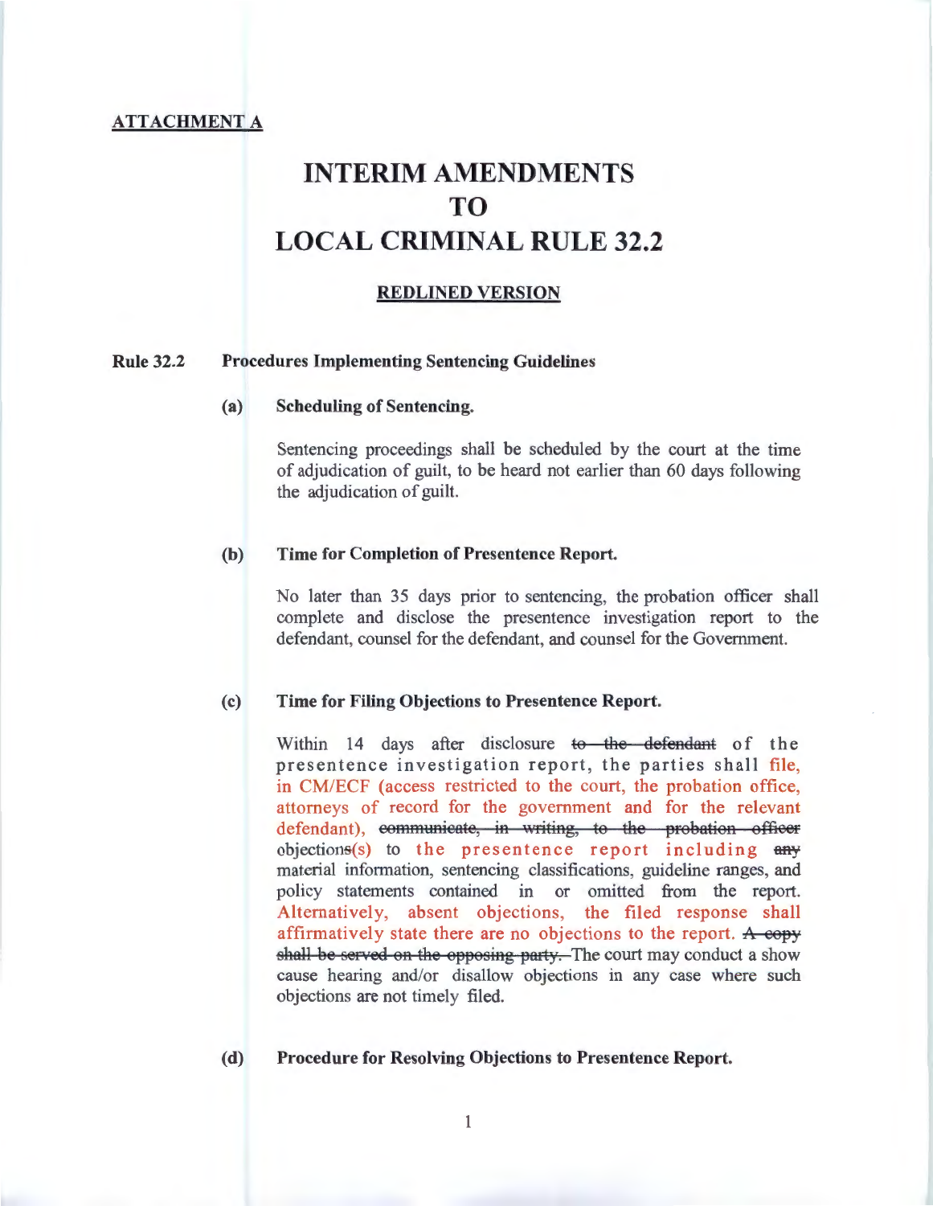**ATTACHMENT A**

# INTERIM AMENDMENTS TO LOCAL CRIMINAL RULE 32.2

**REDLINED VERSION**

**Rule 32.2 Procedures Implementing Sentencing Guidelines**

**(a) Scheduling of Sentencing.**

Sentencing proceedings shall be scheduled by the court at the time of adjudication of guilt, to be heard not earlier than 60 days following the adjudication of guilt.

**(b) Time for Completion of Presentence Report.**

No later than 35 days prior to sentencing, the probation officer shall complete and disclose the presentence investigation report to the defendant, counsel for the defendant, and counsel for the Government.

**(c) Time for Filing Objections to Presentence Report.**

Within 14 days after disclosure ~~to the defendant~~ of the presentence investigation report, the parties shall file, in CM/ECF (access restricted to the court, the probation office, attorneys of record for the government and for the relevant defendant), ~~communicate, in writing, to the probation officer~~ objection~~s~~(s) to the presentence report including ~~any~~ material information, sentencing classifications, guideline ranges, and policy statements contained in or omitted from the report. Alternatively, absent objections, the filed response shall affirmatively state there are no objections to the report. ~~A copy shall be served on the opposing party.~~ The court may conduct a show cause hearing and/or disallow objections in any case where such objections are not timely filed.

**(d) Procedure for Resolving Objections to Presentence Report.**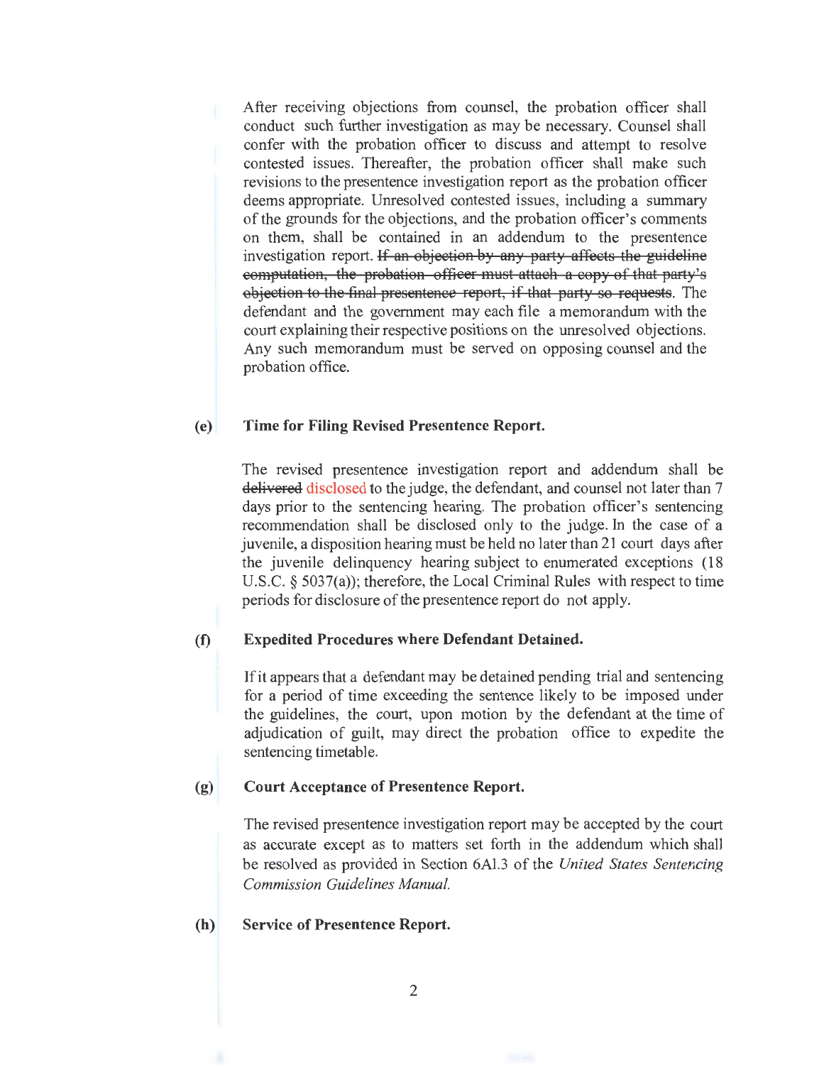After receiving objections from counsel, the probation officer shall conduct such further investigation as may be necessary. Counsel shall confer with the probation officer to discuss and attempt to resolve contested issues. Thereafter, the probation officer shall make such revisions to the presentence investigation report as the probation officer deems appropriate. Unresolved contested issues, including a summary of the grounds for the objections, and the probation officer's comments on them, shall be contained in an addendum to the presentence investigation report. ~~If an objection by any party affects the guideline computation, the probation officer must attach a copy of that party's objection to the final presentence report, if that party so requests.~~ The defendant and the government may each file a memorandum with the court explaining their respective positions on the unresolved objections. Any such memorandum must be served on opposing counsel and the probation office.

**(e) Time for Filing Revised Presentence Report.**

The revised presentence investigation report and addendum shall be ~~delivered~~ disclosed to the judge, the defendant, and counsel not later than 7 days prior to the sentencing hearing. The probation officer's sentencing recommendation shall be disclosed only to the judge. In the case of a juvenile, a disposition hearing must be held no later than 21 court days after the juvenile delinquency hearing subject to enumerated exceptions (18 U.S.C. § 5037(a)); therefore, the Local Criminal Rules with respect to time periods for disclosure of the presentence report do not apply.

**(f) Expedited Procedures where Defendant Detained.**

If it appears that a defendant may be detained pending trial and sentencing for a period of time exceeding the sentence likely to be imposed under the guidelines, the court, upon motion by the defendant at the time of adjudication of guilt, may direct the probation office to expedite the sentencing timetable.

**(g) Court Acceptance of Presentence Report.**

The revised presentence investigation report may be accepted by the court as accurate except as to matters set forth in the addendum which shall be resolved as provided in Section 6A1.3 of the *United States Sentencing Commission Guidelines Manual.*

**(h) Service of Presentence Report.**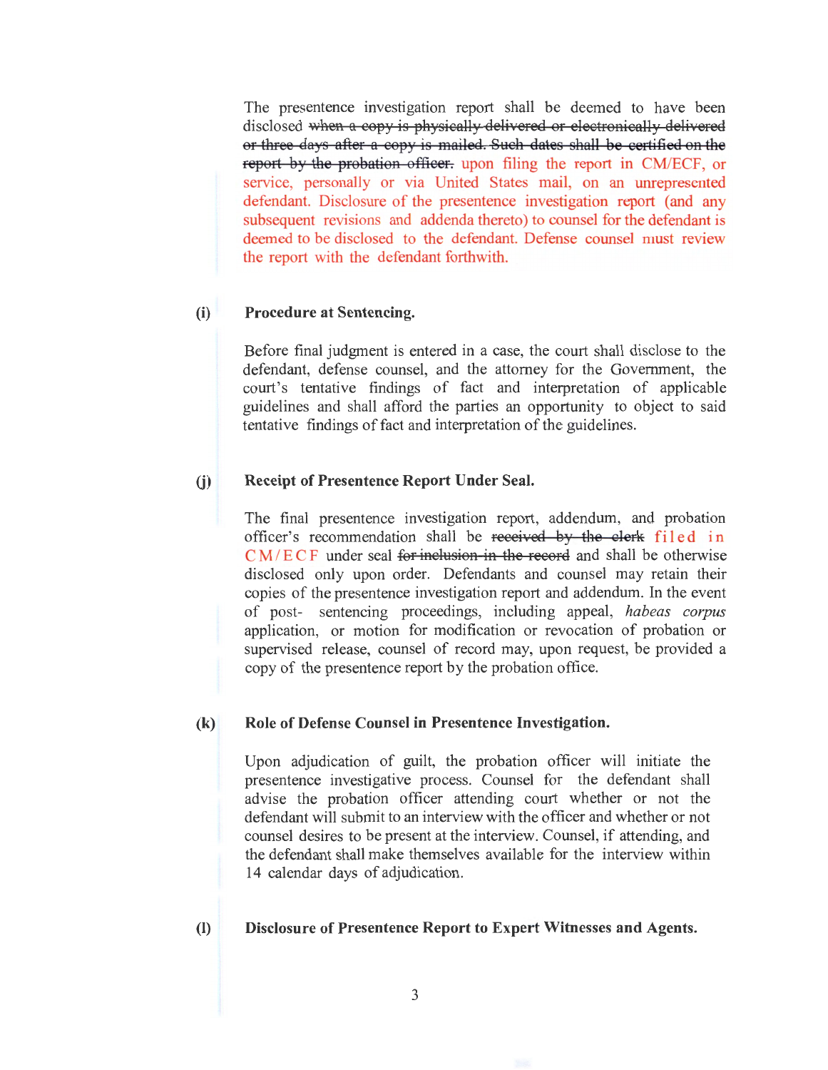The presentence investigation report shall be deemed to have been disclosed ~~when a copy is physically delivered or electronically delivered or three days after a copy is mailed. Such dates shall be certified on the report by the probation officer.~~ upon filing the report in CM/ECF, or service, personally or via United States mail, on an unrepresented defendant. Disclosure of the presentence investigation report (and any subsequent revisions and addenda thereto) to counsel for the defendant is deemed to be disclosed to the defendant. Defense counsel must review the report with the defendant forthwith.

**(i) Procedure at Sentencing.**

Before final judgment is entered in a case, the court shall disclose to the defendant, defense counsel, and the attorney for the Government, the court's tentative findings of fact and interpretation of applicable guidelines and shall afford the parties an opportunity to object to said tentative findings of fact and interpretation of the guidelines.

**(j) Receipt of Presentence Report Under Seal.**

The final presentence investigation report, addendum, and probation officer's recommendation shall be ~~received by the clerk~~ filed in CM/ECF under seal ~~for inclusion in the record~~ and shall be otherwise disclosed only upon order. Defendants and counsel may retain their copies of the presentence investigation report and addendum. In the event of post- sentencing proceedings, including appeal, *habeas corpus* application, or motion for modification or revocation of probation or supervised release, counsel of record may, upon request, be provided a copy of the presentence report by the probation office.

**(k) Role of Defense Counsel in Presentence Investigation.**

Upon adjudication of guilt, the probation officer will initiate the presentence investigative process. Counsel for the defendant shall advise the probation officer attending court whether or not the defendant will submit to an interview with the officer and whether or not counsel desires to be present at the interview. Counsel, if attending, and the defendant shall make themselves available for the interview within 14 calendar days of adjudication.

**(l) Disclosure of Presentence Report to Expert Witnesses and Agents.**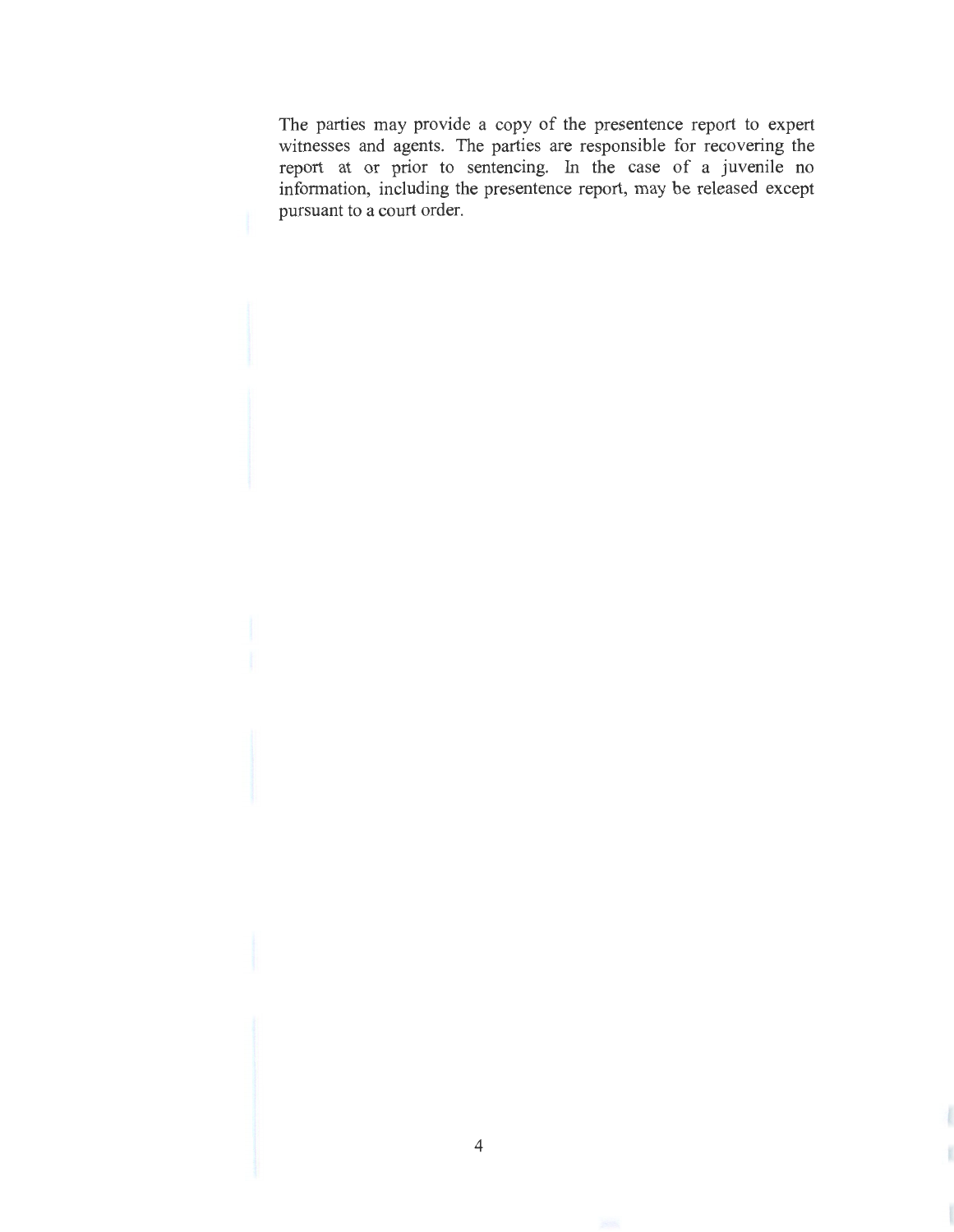The parties may provide a copy of the presentence report to expert witnesses and agents. The parties are responsible for recovering the report at or prior to sentencing. In the case of a juvenile no information, including the presentence report, may be released except pursuant to a court order.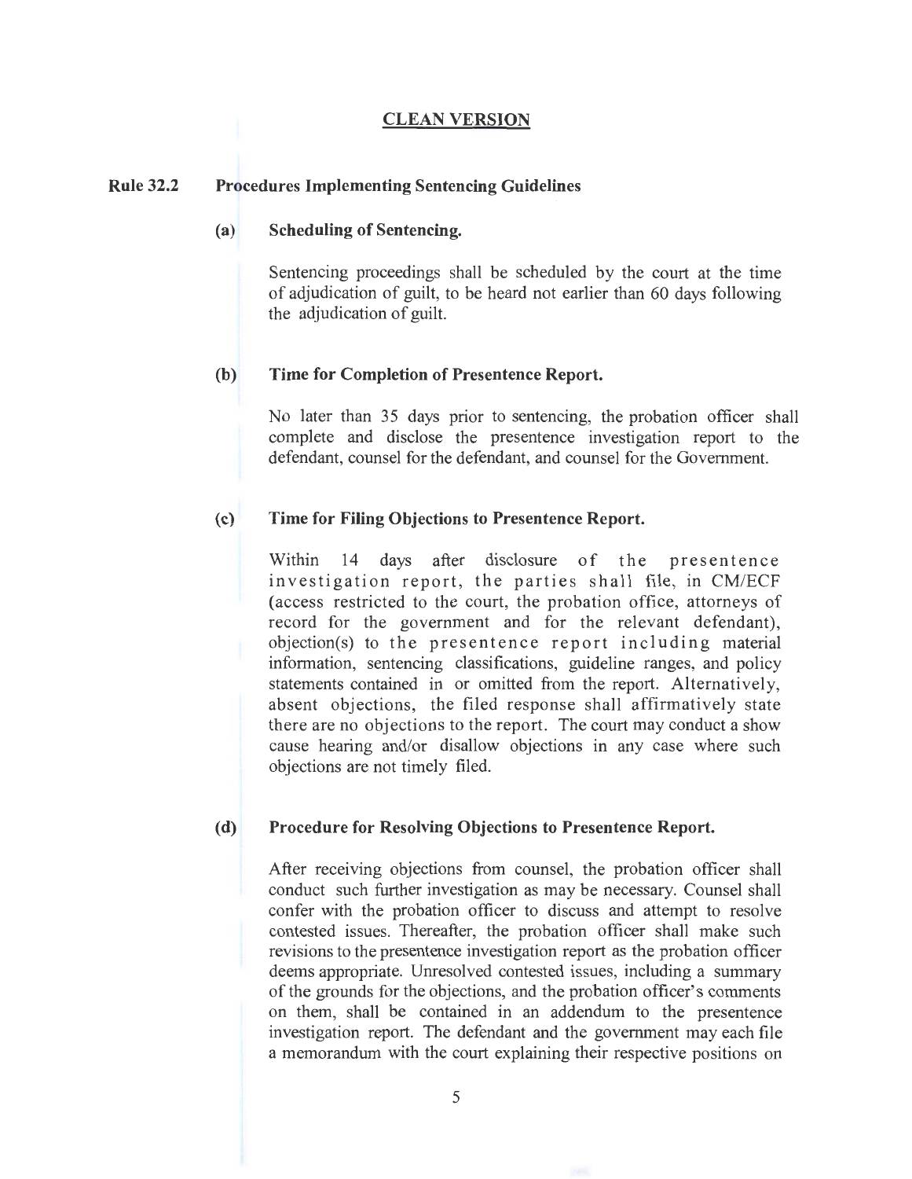**CLEAN VERSION**

## Rule 32.2 Procedures Implementing Sentencing Guidelines

### (a) Scheduling of Sentencing.

Sentencing proceedings shall be scheduled by the court at the time of adjudication of guilt, to be heard not earlier than 60 days following the adjudication of guilt.

### (b) Time for Completion of Presentence Report.

No later than 35 days prior to sentencing, the probation officer shall complete and disclose the presentence investigation report to the defendant, counsel for the defendant, and counsel for the Government.

### (c) Time for Filing Objections to Presentence Report.

Within 14 days after disclosure of the presentence investigation report, the parties shall file, in CM/ECF (access restricted to the court, the probation office, attorneys of record for the government and for the relevant defendant), objection(s) to the presentence report including material information, sentencing classifications, guideline ranges, and policy statements contained in or omitted from the report. Alternatively, absent objections, the filed response shall affirmatively state there are no objections to the report. The court may conduct a show cause hearing and/or disallow objections in any case where such objections are not timely filed.

### (d) Procedure for Resolving Objections to Presentence Report.

After receiving objections from counsel, the probation officer shall conduct such further investigation as may be necessary. Counsel shall confer with the probation officer to discuss and attempt to resolve contested issues. Thereafter, the probation officer shall make such revisions to the presentence investigation report as the probation officer deems appropriate. Unresolved contested issues, including a summary of the grounds for the objections, and the probation officer's comments on them, shall be contained in an addendum to the presentence investigation report. The defendant and the government may each file a memorandum with the court explaining their respective positions on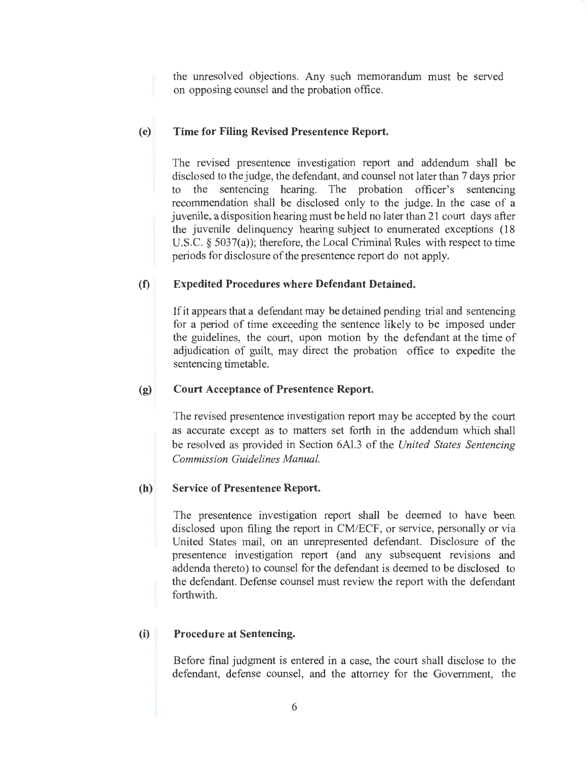the unresolved objections. Any such memorandum must be served on opposing counsel and the probation office.

**(e) Time for Filing Revised Presentence Report.**

The revised presentence investigation report and addendum shall be disclosed to the judge, the defendant, and counsel not later than 7 days prior to the sentencing hearing. The probation officer's sentencing recommendation shall be disclosed only to the judge. In the case of a juvenile, a disposition hearing must be held no later than 21 court days after the juvenile delinquency hearing subject to enumerated exceptions (18 U.S.C. § 5037(a)); therefore, the Local Criminal Rules with respect to time periods for disclosure of the presentence report do not apply.

**(f) Expedited Procedures where Defendant Detained.**

If it appears that a defendant may be detained pending trial and sentencing for a period of time exceeding the sentence likely to be imposed under the guidelines, the court, upon motion by the defendant at the time of adjudication of guilt, may direct the probation office to expedite the sentencing timetable.

**(g) Court Acceptance of Presentence Report.**

The revised presentence investigation report may be accepted by the court as accurate except as to matters set forth in the addendum which shall be resolved as provided in Section 6A1.3 of the *United States Sentencing Commission Guidelines Manual.*

**(h) Service of Presentence Report.**

The presentence investigation report shall be deemed to have been disclosed upon filing the report in CM/ECF, or service, personally or via United States mail, on an unrepresented defendant. Disclosure of the presentence investigation report (and any subsequent revisions and addenda thereto) to counsel for the defendant is deemed to be disclosed to the defendant. Defense counsel must review the report with the defendant forthwith.

**(i) Procedure at Sentencing.**

Before final judgment is entered in a case, the court shall disclose to the defendant, defense counsel, and the attorney for the Government, the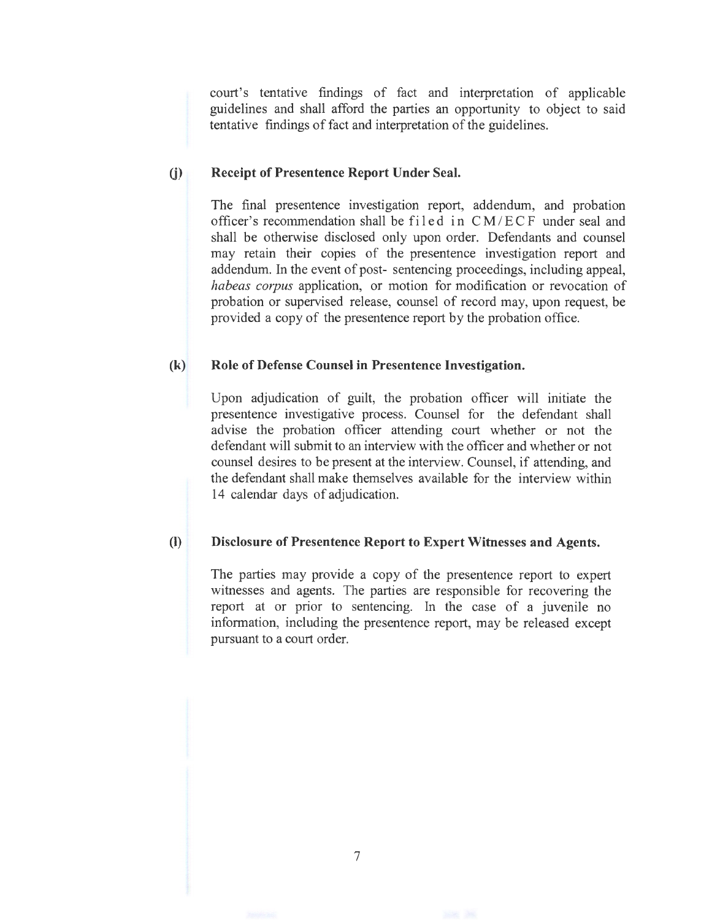court's tentative findings of fact and interpretation of applicable guidelines and shall afford the parties an opportunity to object to said tentative findings of fact and interpretation of the guidelines.

**(j) Receipt of Presentence Report Under Seal.**

The final presentence investigation report, addendum, and probation officer's recommendation shall be filed in CM/ECF under seal and shall be otherwise disclosed only upon order. Defendants and counsel may retain their copies of the presentence investigation report and addendum. In the event of post- sentencing proceedings, including appeal, *habeas corpus* application, or motion for modification or revocation of probation or supervised release, counsel of record may, upon request, be provided a copy of the presentence report by the probation office.

**(k) Role of Defense Counsel in Presentence Investigation.**

Upon adjudication of guilt, the probation officer will initiate the presentence investigative process. Counsel for the defendant shall advise the probation officer attending court whether or not the defendant will submit to an interview with the officer and whether or not counsel desires to be present at the interview. Counsel, if attending, and the defendant shall make themselves available for the interview within 14 calendar days of adjudication.

**(l) Disclosure of Presentence Report to Expert Witnesses and Agents.**

The parties may provide a copy of the presentence report to expert witnesses and agents. The parties are responsible for recovering the report at or prior to sentencing. In the case of a juvenile no information, including the presentence report, may be released except pursuant to a court order.